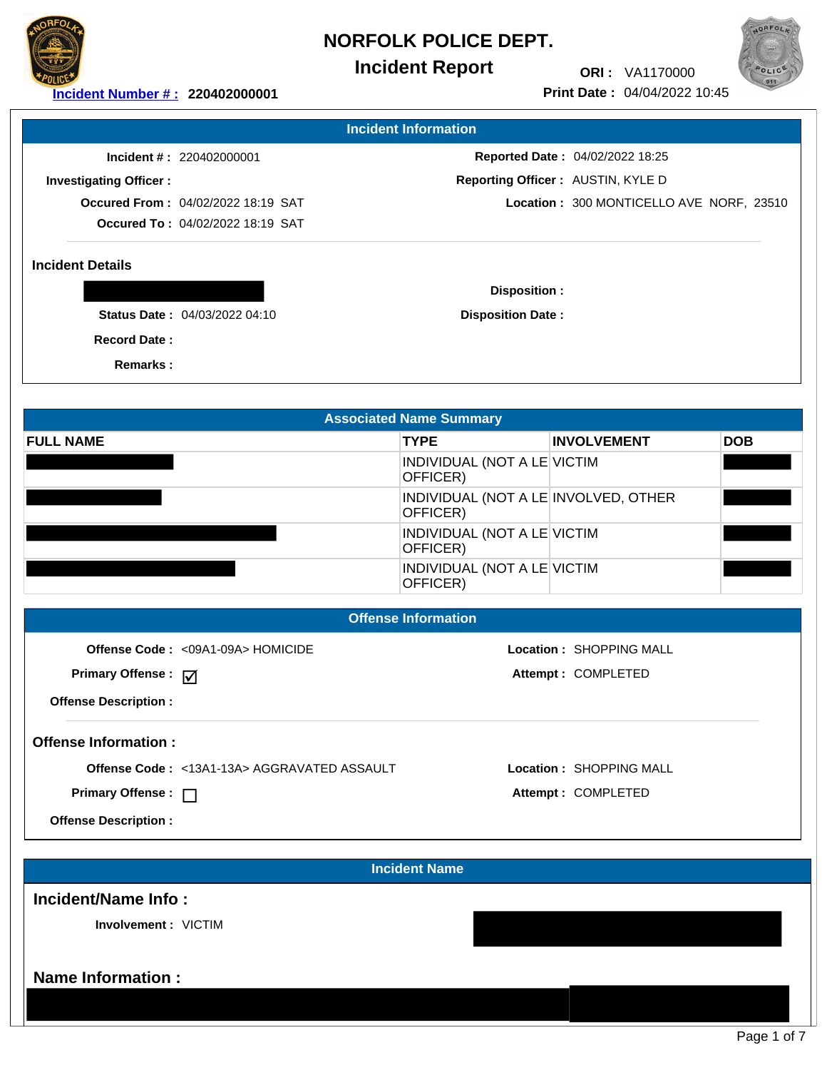# NORFOLK POLICE DEPT.

## Incident Report

**Incident Number # :** 220402000001

**ORI :** VA1170000

**Print Date :** 04/04/2022 10:45

## Incident Information

**Incident # :** 220402000001

**Reported Date :** 04/02/2022 18:25

**Investigating Officer :**

**Reporting Officer :** AUSTIN, KYLE D

**Occured From :** 04/02/2022 18:19 SAT

**Location :** 300 MONTICELLO AVE NORF, 23510

**Occured To :** 04/02/2022 18:19 SAT

### Incident Details

**Disposition :**

**Status Date :** 04/03/2022 04:10

**Disposition Date :**

**Record Date :**

**Remarks :**

## Associated Name Summary

| FULL NAME | TYPE | INVOLVEMENT | DOB |
|---|---|---|---|
| | INDIVIDUAL (NOT A LE OFFICER) | VICTIM | |
| | INDIVIDUAL (NOT A LE OFFICER) | INVOLVED, OTHER | |
| | INDIVIDUAL (NOT A LE OFFICER) | VICTIM | |
| | INDIVIDUAL (NOT A LE OFFICER) | VICTIM | |

## Offense Information

**Offense Code :** <09A1-09A> HOMICIDE

**Location :** SHOPPING MALL

**Primary Offense :** ☑

**Attempt :** COMPLETED

**Offense Description :**

### Offense Information :

**Offense Code :** <13A1-13A> AGGRAVATED ASSAULT

**Location :** SHOPPING MALL

**Primary Offense :** ☐

**Attempt :** COMPLETED

**Offense Description :**

## Incident Name

### Incident/Name Info :

**Involvement :** VICTIM

### Name Information :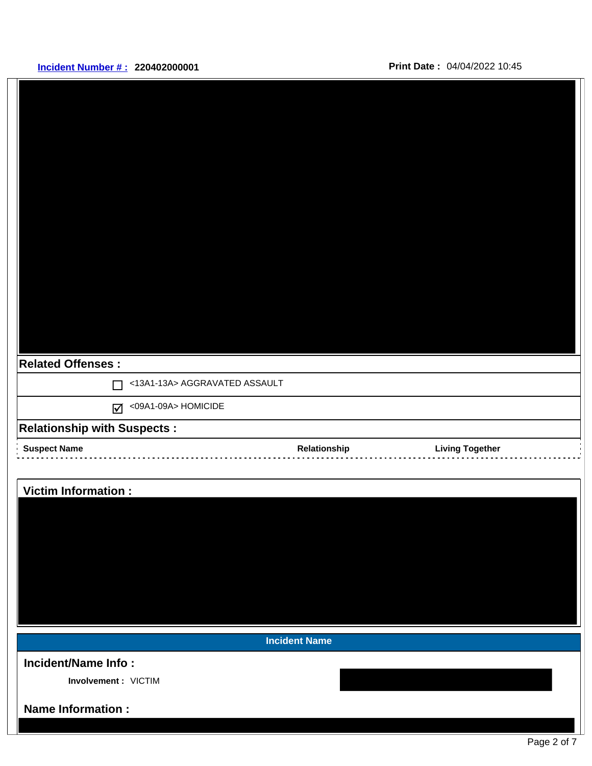**Incident Number # :** 220402000001 **Print Date :** 04/04/2022 10:45

## Related Offenses :

- [ ] <13A1-13A> AGGRAVATED ASSAULT
- [x] <09A1-09A> HOMICIDE

## Relationship with Suspects :

| Suspect Name | Relationship | Living Together |
|---|---|---|

## Victim Information :

## Incident Name

### Incident/Name Info :

**Involvement :** VICTIM

### Name Information :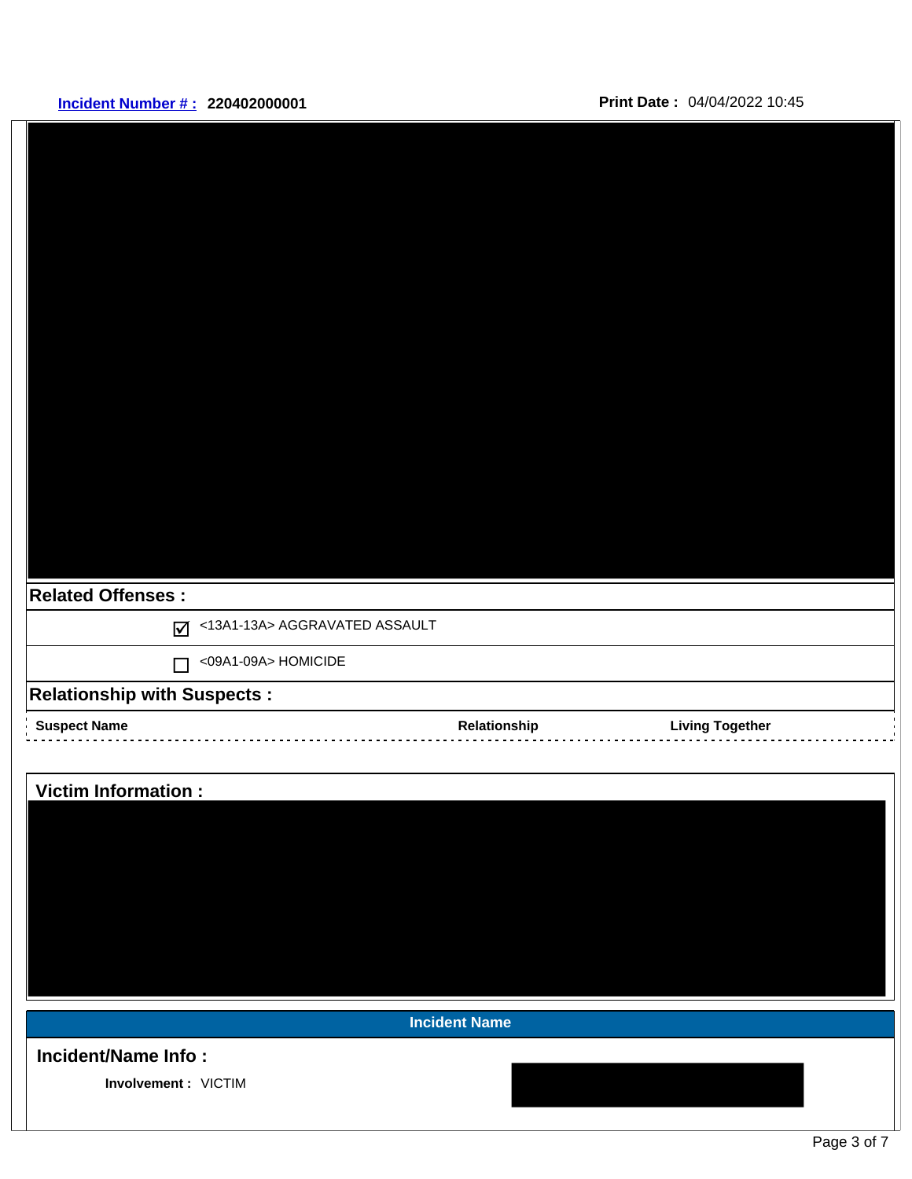**Incident Number # :** 220402000001

**Print Date :** 04/04/2022 10:45

## Related Offenses :

- [x] <13A1-13A> AGGRAVATED ASSAULT
- [ ] <09A1-09A> HOMICIDE

## Relationship with Suspects :

| Suspect Name | Relationship | Living Together |
| --- | --- | --- |

## Victim Information :

### Incident Name

**Incident/Name Info :**

**Involvement :** VICTIM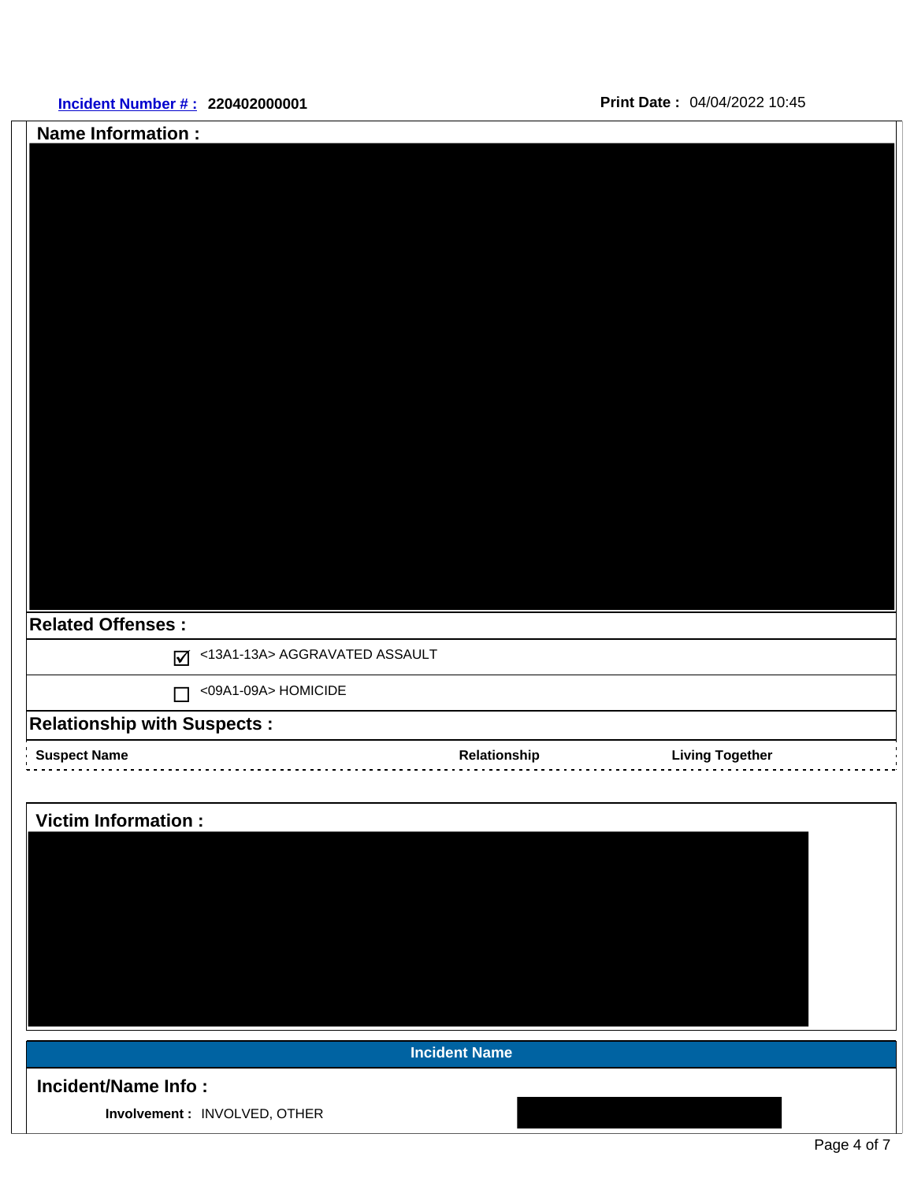Incident Number # : 220402000001

Print Date : 04/04/2022 10:45

## Name Information :

### Related Offenses :

- [x] <13A1-13A> AGGRAVATED ASSAULT
- [ ] <09A1-09A> HOMICIDE

### Relationship with Suspects :

| Suspect Name | Relationship | Living Together |
| --- | --- | --- |

## Victim Information :

## Incident Name

### Incident/Name Info :

**Involvement :** INVOLVED, OTHER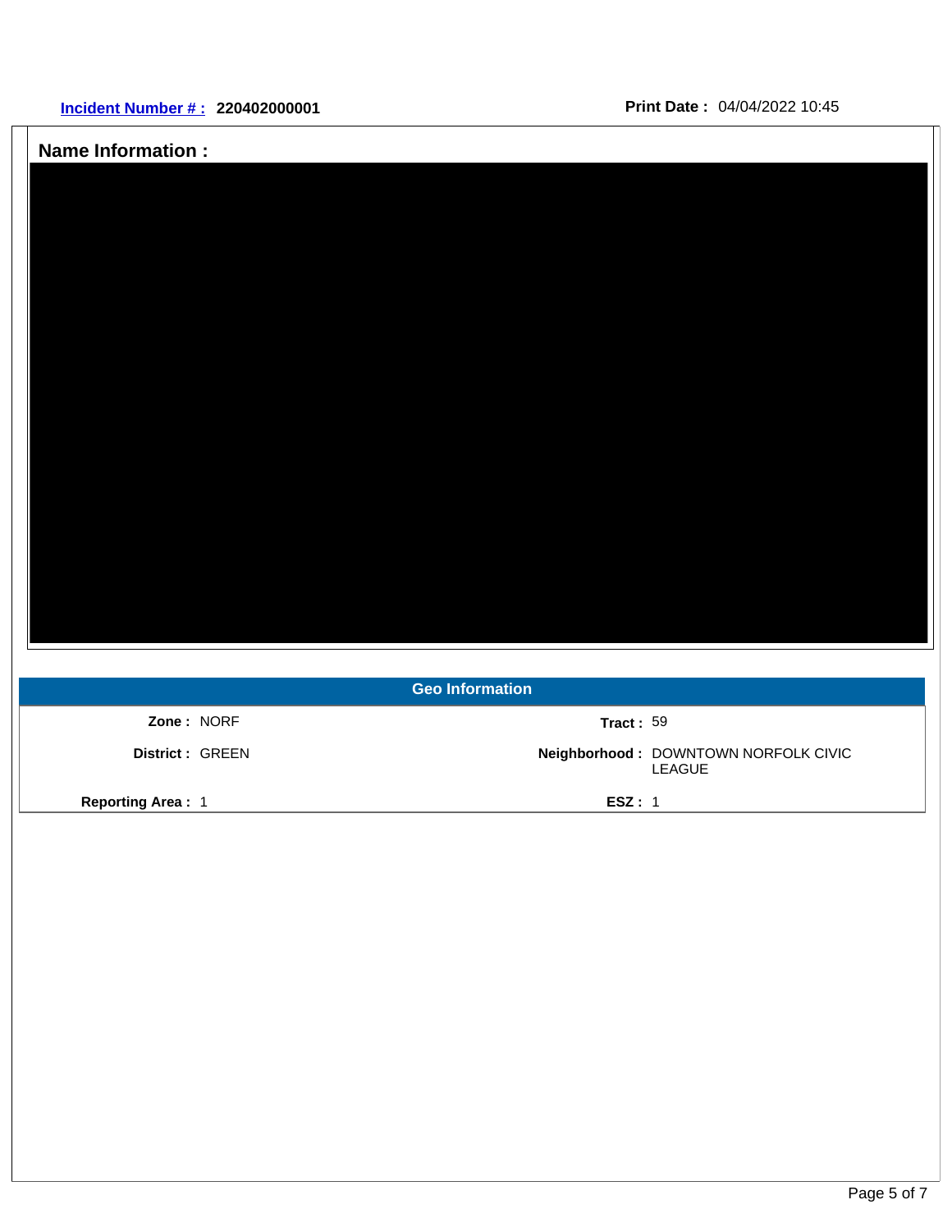**Incident Number # :** 220402000001 **Print Date :** 04/04/2022 10:45

## Name Information :

## Geo Information

| | | | |
|---|---|---|---|
| **Zone :** | NORF | **Tract :** | 59 |
| **District :** | GREEN | **Neighborhood :** | DOWNTOWN NORFOLK CIVIC LEAGUE |
| **Reporting Area :** | 1 | **ESZ :** | 1 |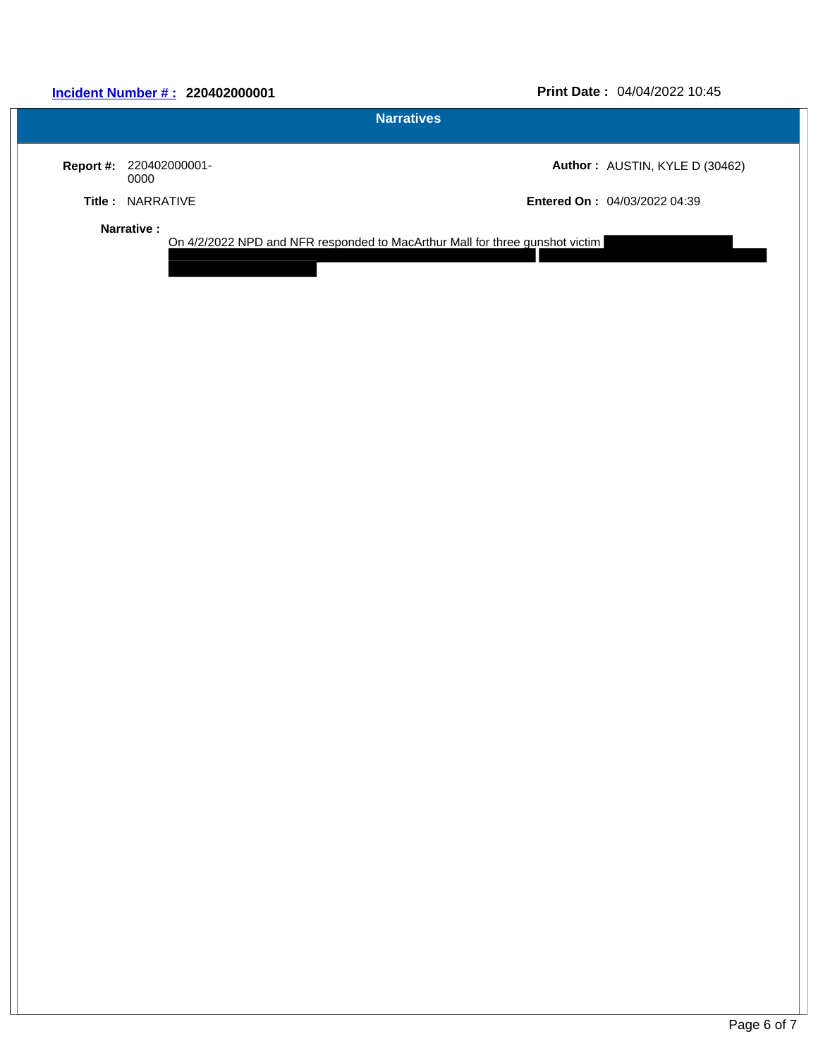**Incident Number # :** **220402000001**

**Print Date :** 04/04/2022 10:45

## Narratives

**Report #:** 220402000001-0000

**Author :** AUSTIN, KYLE D (30462)

**Title :** NARRATIVE

**Entered On :** 04/03/2022 04:39

**Narrative :**

On 4/2/2022 NPD and NFR responded to MacArthur Mall for three gunshot victim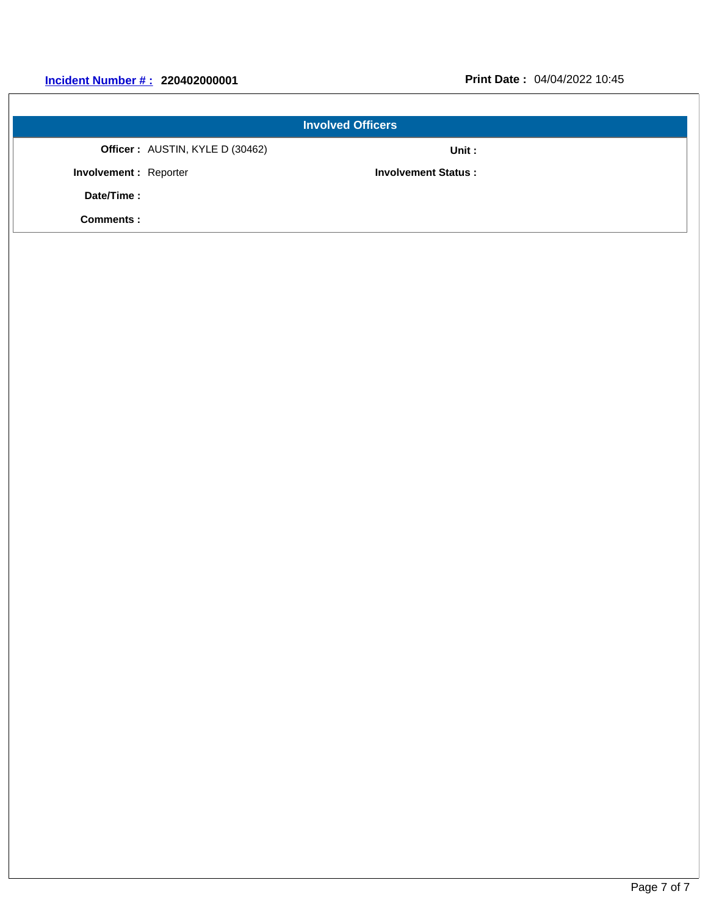**Incident Number # :** **220402000001** **Print Date :** 04/04/2022 10:45

## Involved Officers

| | | | |
|---|---|---|---|
| **Officer :** | AUSTIN, KYLE D (30462) | **Unit :** | |
| **Involvement :** | Reporter | **Involvement Status :** | |
| **Date/Time :** | | | |
| **Comments :** | | | |